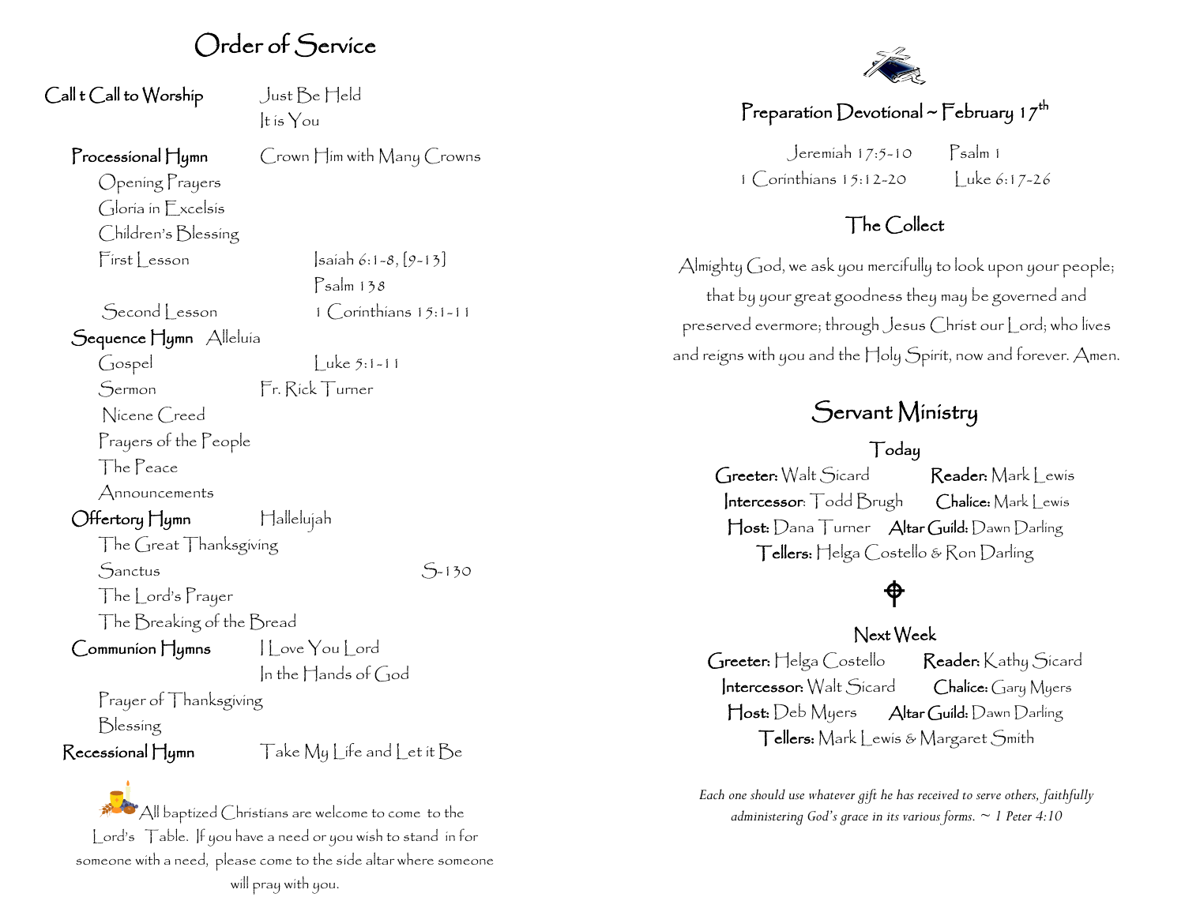# Order of Service

**Call t Call to Worship** — Just Be Held
It is You

**Processional Hymn** — Crown Him with Many Crowns

Opening Prayers

Gloria in Excelsis

Children's Blessing

First Lesson — Isaiah 6:1-8, [9-13]
Psalm 138

Second Lesson — 1 Corinthians 15:1-11

**Sequence Hymn** — Alleluia

Gospel — Luke 5:1-11

Sermon — Fr. Rick Turner

Nicene Creed

Prayers of the People

The Peace

Announcements

**Offertory Hymn** — Hallelujah

The Great Thanksgiving

Sanctus — S-130

The Lord's Prayer

The Breaking of the Bread

**Communion Hymns** — I Love You Lord
In the Hands of God

Prayer of Thanksgiving

Blessing

**Recessional Hymn** — Take My Life and Let it Be

All baptized Christians are welcome to come to the Lord's Table. If you have a need or you wish to stand in for someone with a need, please come to the side altar where someone will pray with you.

## Preparation Devotional ~ February 17th

Jeremiah 17:5-10 Psalm 1
1 Corinthians 15:12-20 Luke 6:17-26

## The Collect

Almighty God, we ask you mercifully to look upon your people; that by your great goodness they may be governed and preserved evermore; through Jesus Christ our Lord; who lives and reigns with you and the Holy Spirit, now and forever. Amen.

# Servant Ministry

### Today

**Greeter:** Walt Sicard **Reader:** Mark Lewis
**Intercessor**: Todd Brugh **Chalice:** Mark Lewis
**Host:** Dana Turner **Altar Guild:** Dawn Darling
**Tellers:** Helga Costello & Ron Darling

### Next Week

**Greeter:** Helga Costello **Reader:** Kathy Sicard
**Intercessor:** Walt Sicard **Chalice:** Gary Myers
**Host:** Deb Myers **Altar Guild:** Dawn Darling
**Tellers:** Mark Lewis & Margaret Smith

*Each one should use whatever gift he has received to serve others, faithfully administering God's grace in its various forms. ~ 1 Peter 4:10*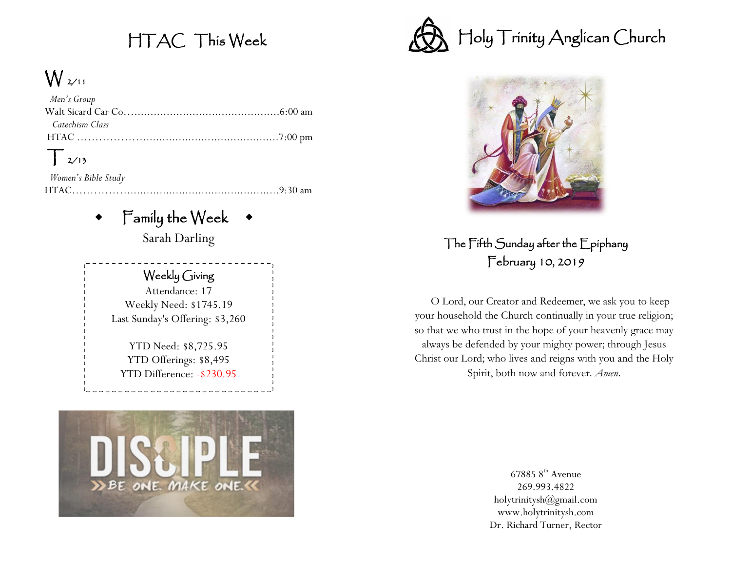# HTAC This Week

## W 2/11

*Men's Group*

Walt Sicard Car Co…………………………………………6:00 am

*Catechism Class*

HTAC ………………………………………………………7:00 pm

## T 2/13

*Women's Bible Study*

HTAC…………………………………………………………9:30 am

## ◆ Family the Week ◆

Sarah Darling

### Weekly Giving

Attendance: 17

Weekly Need: $1745.19

Last Sunday's Offering: $3,260

YTD Need: $8,725.95

YTD Offerings: $8,495

YTD Difference: -$230.95

DISCIPLE

» BE ONE. MAKE ONE. «

# Holy Trinity Anglican Church

## The Fifth Sunday after the Epiphany
## February 10, 2019

O Lord, our Creator and Redeemer, we ask you to keep your household the Church continually in your true religion; so that we who trust in the hope of your heavenly grace may always be defended by your mighty power; through Jesus Christ our Lord; who lives and reigns with you and the Holy Spirit, both now and forever. *Amen.*

67885 8th Avenue
269.993.4822
holytrinitysh@gmail.com
www.holytrinitysh.com
Dr. Richard Turner, Rector